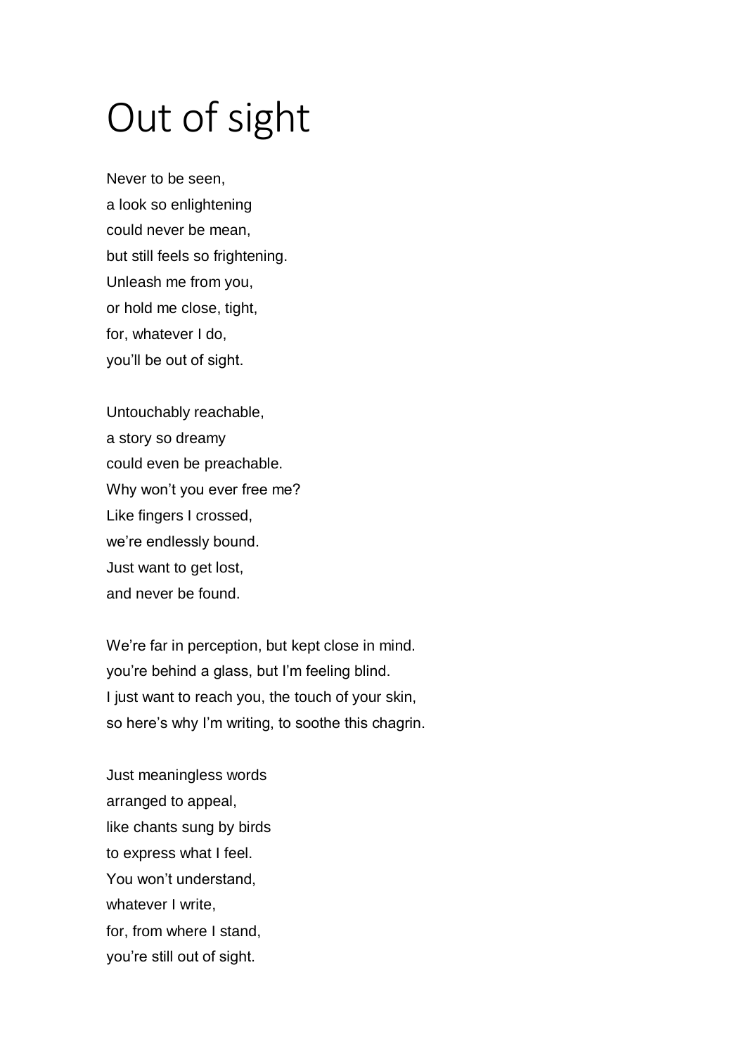# Out of sight

Never to be seen,  
a look so enlightening  
could never be mean,  
but still feels so frightening.  
Unleash me from you,  
or hold me close, tight,  
for, whatever I do,  
you'll be out of sight.

Untouchably reachable,  
a story so dreamy  
could even be preachable.  
Why won't you ever free me?  
Like fingers I crossed,  
we're endlessly bound.  
Just want to get lost,  
and never be found.

We're far in perception, but kept close in mind.  
you're behind a glass, but I'm feeling blind.  
I just want to reach you, the touch of your skin,  
so here's why I'm writing, to soothe this chagrin.

Just meaningless words  
arranged to appeal,  
like chants sung by birds  
to express what I feel.  
You won't understand,  
whatever I write,  
for, from where I stand,  
you're still out of sight.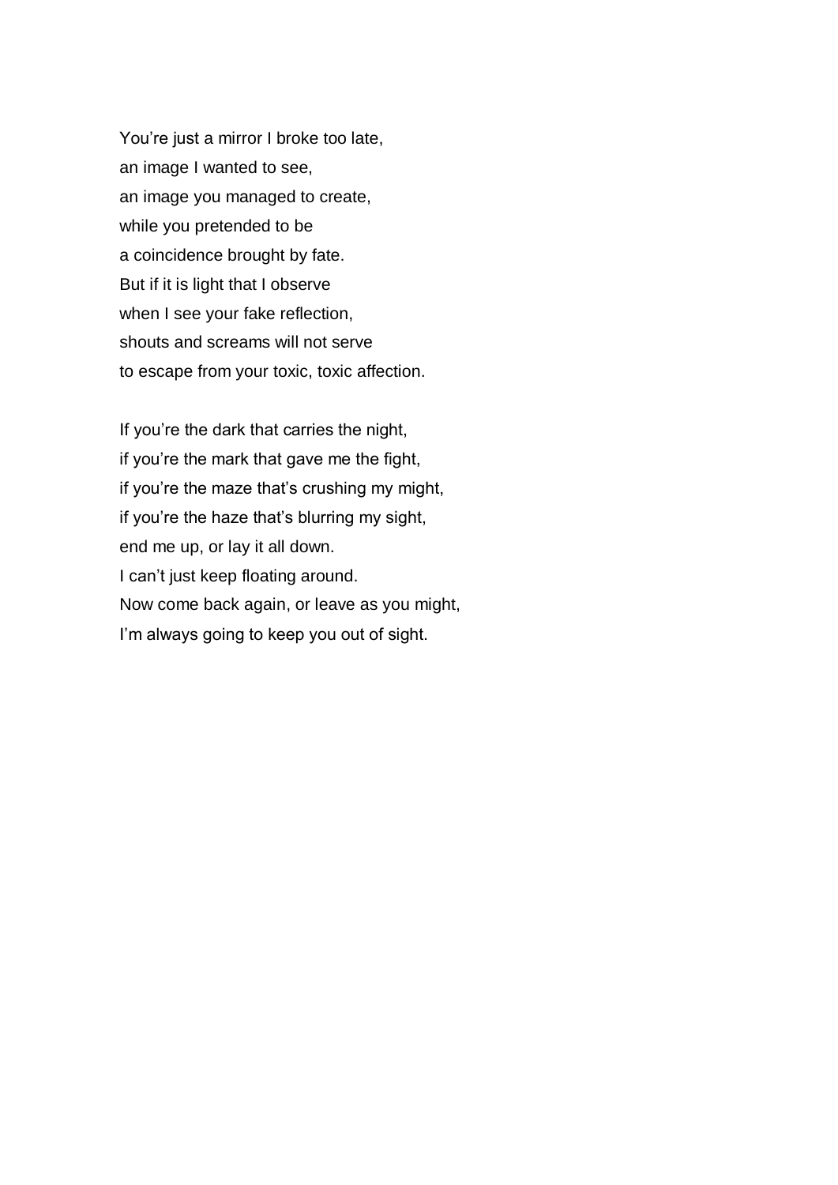You're just a mirror I broke too late,  
an image I wanted to see,  
an image you managed to create,  
while you pretended to be  
a coincidence brought by fate.  
But if it is light that I observe  
when I see your fake reflection,  
shouts and screams will not serve  
to escape from your toxic, toxic affection.

If you're the dark that carries the night,  
if you're the mark that gave me the fight,  
if you're the maze that's crushing my might,  
if you're the haze that's blurring my sight,  
end me up, or lay it all down.  
I can't just keep floating around.  
Now come back again, or leave as you might,  
I'm always going to keep you out of sight.